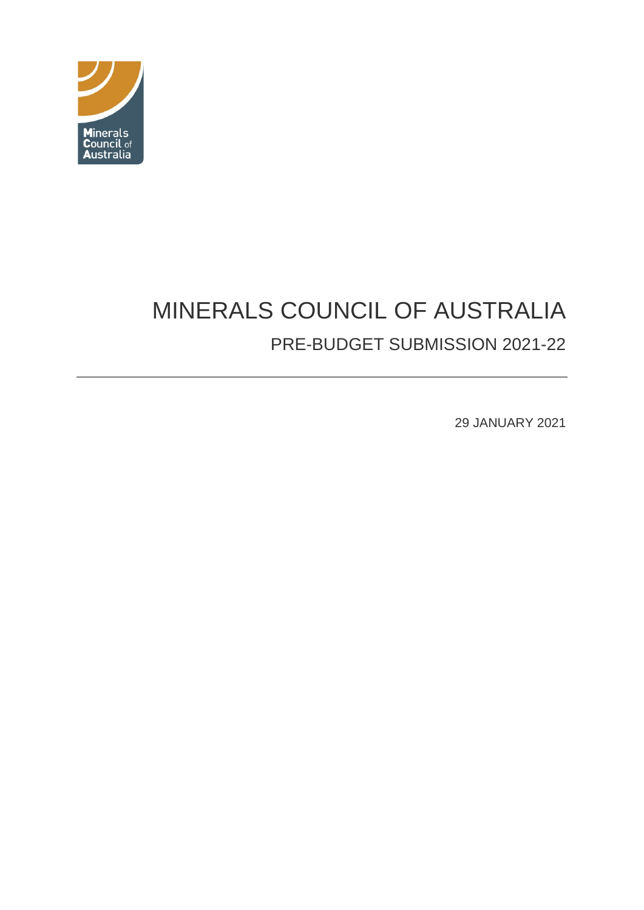# MINERALS COUNCIL OF AUSTRALIA

## PRE-BUDGET SUBMISSION 2021-22

29 JANUARY 2021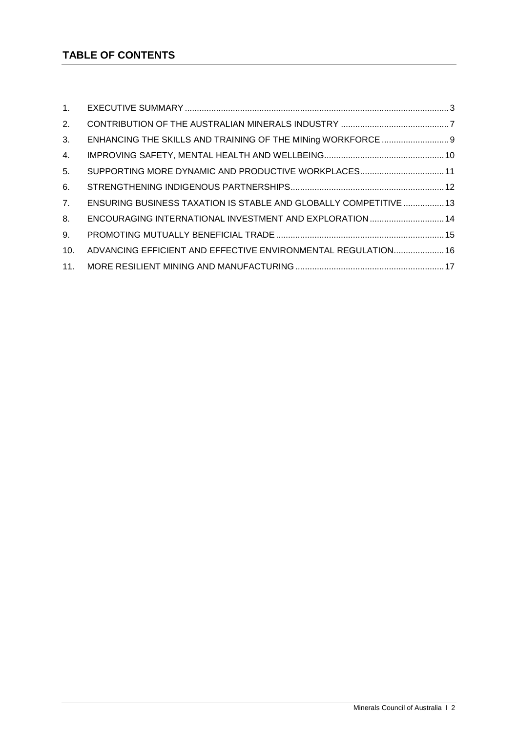## TABLE OF CONTENTS

1. EXECUTIVE SUMMARY ............ 3
2. CONTRIBUTION OF THE AUSTRALIAN MINERALS INDUSTRY ............ 7
3. ENHANCING THE SKILLS AND TRAINING OF THE MINing WORKFORCE ............ 9
4. IMPROVING SAFETY, MENTAL HEALTH AND WELLBEING ............ 10
5. SUPPORTING MORE DYNAMIC AND PRODUCTIVE WORKPLACES ............ 11
6. STRENGTHENING INDIGENOUS PARTNERSHIPS ............ 12
7. ENSURING BUSINESS TAXATION IS STABLE AND GLOBALLY COMPETITIVE ............ 13
8. ENCOURAGING INTERNATIONAL INVESTMENT AND EXPLORATION ............ 14
9. PROMOTING MUTUALLY BENEFICIAL TRADE ............ 15
10. ADVANCING EFFICIENT AND EFFECTIVE ENVIRONMENTAL REGULATION ............ 16
11. MORE RESILIENT MINING AND MANUFACTURING ............ 17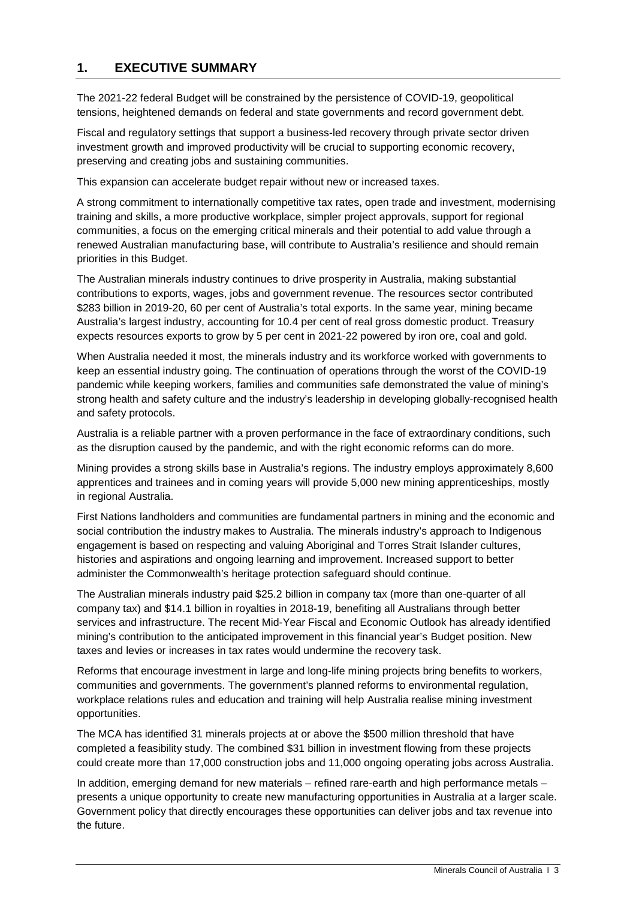# 1. EXECUTIVE SUMMARY

The 2021-22 federal Budget will be constrained by the persistence of COVID-19, geopolitical tensions, heightened demands on federal and state governments and record government debt.

Fiscal and regulatory settings that support a business-led recovery through private sector driven investment growth and improved productivity will be crucial to supporting economic recovery, preserving and creating jobs and sustaining communities.

This expansion can accelerate budget repair without new or increased taxes.

A strong commitment to internationally competitive tax rates, open trade and investment, modernising training and skills, a more productive workplace, simpler project approvals, support for regional communities, a focus on the emerging critical minerals and their potential to add value through a renewed Australian manufacturing base, will contribute to Australia's resilience and should remain priorities in this Budget.

The Australian minerals industry continues to drive prosperity in Australia, making substantial contributions to exports, wages, jobs and government revenue. The resources sector contributed $283 billion in 2019-20, 60 per cent of Australia's total exports. In the same year, mining became Australia's largest industry, accounting for 10.4 per cent of real gross domestic product. Treasury expects resources exports to grow by 5 per cent in 2021-22 powered by iron ore, coal and gold.

When Australia needed it most, the minerals industry and its workforce worked with governments to keep an essential industry going. The continuation of operations through the worst of the COVID-19 pandemic while keeping workers, families and communities safe demonstrated the value of mining's strong health and safety culture and the industry's leadership in developing globally-recognised health and safety protocols.

Australia is a reliable partner with a proven performance in the face of extraordinary conditions, such as the disruption caused by the pandemic, and with the right economic reforms can do more.

Mining provides a strong skills base in Australia's regions. The industry employs approximately 8,600 apprentices and trainees and in coming years will provide 5,000 new mining apprenticeships, mostly in regional Australia.

First Nations landholders and communities are fundamental partners in mining and the economic and social contribution the industry makes to Australia. The minerals industry's approach to Indigenous engagement is based on respecting and valuing Aboriginal and Torres Strait Islander cultures, histories and aspirations and ongoing learning and improvement. Increased support to better administer the Commonwealth's heritage protection safeguard should continue.

The Australian minerals industry paid $25.2 billion in company tax (more than one-quarter of all company tax) and $14.1 billion in royalties in 2018-19, benefiting all Australians through better services and infrastructure. The recent Mid-Year Fiscal and Economic Outlook has already identified mining's contribution to the anticipated improvement in this financial year's Budget position. New taxes and levies or increases in tax rates would undermine the recovery task.

Reforms that encourage investment in large and long-life mining projects bring benefits to workers, communities and governments. The government's planned reforms to environmental regulation, workplace relations rules and education and training will help Australia realise mining investment opportunities.

The MCA has identified 31 minerals projects at or above the $500 million threshold that have completed a feasibility study. The combined $31 billion in investment flowing from these projects could create more than 17,000 construction jobs and 11,000 ongoing operating jobs across Australia.

In addition, emerging demand for new materials – refined rare-earth and high performance metals – presents a unique opportunity to create new manufacturing opportunities in Australia at a larger scale. Government policy that directly encourages these opportunities can deliver jobs and tax revenue into the future.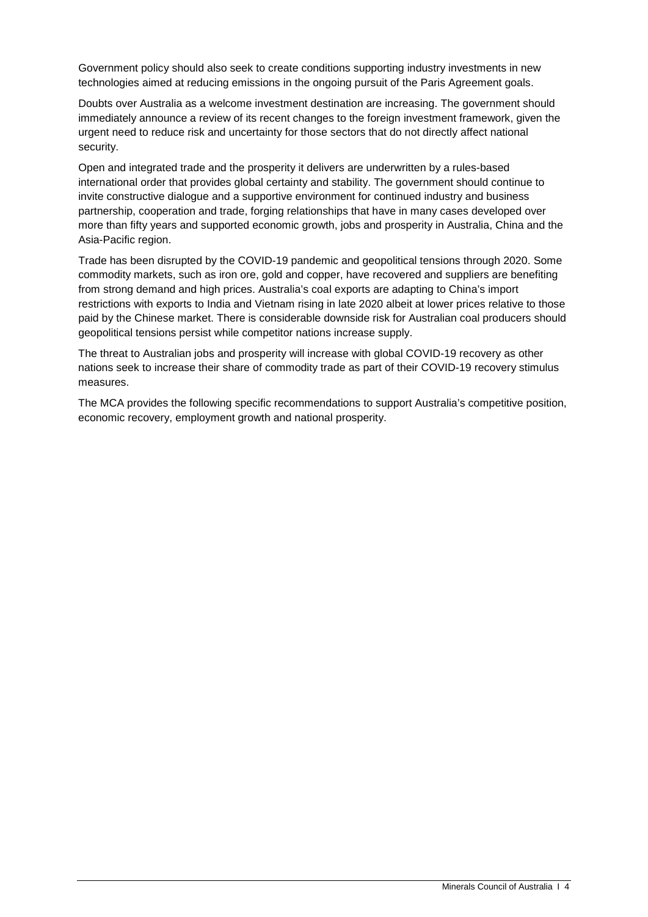Government policy should also seek to create conditions supporting industry investments in new technologies aimed at reducing emissions in the ongoing pursuit of the Paris Agreement goals.

Doubts over Australia as a welcome investment destination are increasing. The government should immediately announce a review of its recent changes to the foreign investment framework, given the urgent need to reduce risk and uncertainty for those sectors that do not directly affect national security.

Open and integrated trade and the prosperity it delivers are underwritten by a rules-based international order that provides global certainty and stability. The government should continue to invite constructive dialogue and a supportive environment for continued industry and business partnership, cooperation and trade, forging relationships that have in many cases developed over more than fifty years and supported economic growth, jobs and prosperity in Australia, China and the Asia-Pacific region.

Trade has been disrupted by the COVID-19 pandemic and geopolitical tensions through 2020. Some commodity markets, such as iron ore, gold and copper, have recovered and suppliers are benefiting from strong demand and high prices. Australia's coal exports are adapting to China's import restrictions with exports to India and Vietnam rising in late 2020 albeit at lower prices relative to those paid by the Chinese market. There is considerable downside risk for Australian coal producers should geopolitical tensions persist while competitor nations increase supply.

The threat to Australian jobs and prosperity will increase with global COVID-19 recovery as other nations seek to increase their share of commodity trade as part of their COVID-19 recovery stimulus measures.

The MCA provides the following specific recommendations to support Australia's competitive position, economic recovery, employment growth and national prosperity.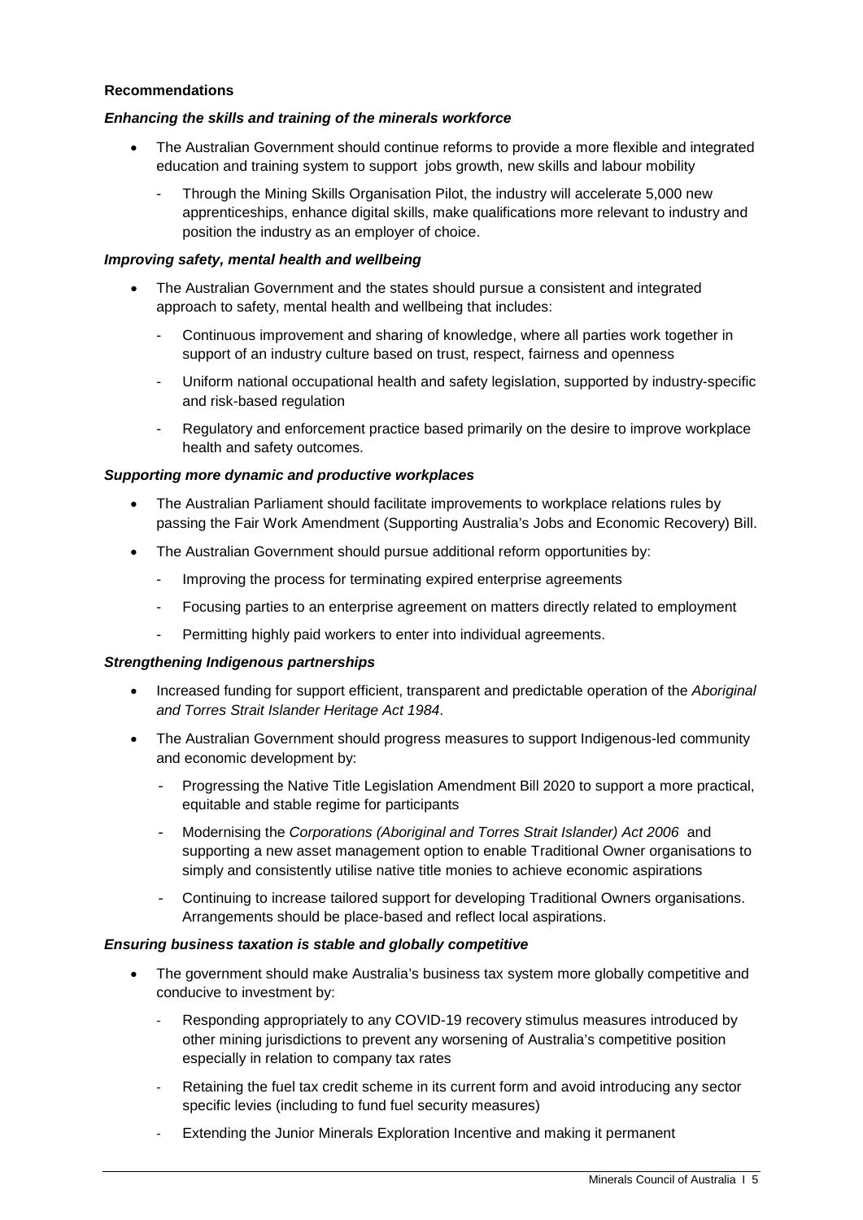**Recommendations**

***Enhancing the skills and training of the minerals workforce***

- The Australian Government should continue reforms to provide a more flexible and integrated education and training system to support jobs growth, new skills and labour mobility
  - Through the Mining Skills Organisation Pilot, the industry will accelerate 5,000 new apprenticeships, enhance digital skills, make qualifications more relevant to industry and position the industry as an employer of choice.

***Improving safety, mental health and wellbeing***

- The Australian Government and the states should pursue a consistent and integrated approach to safety, mental health and wellbeing that includes:
  - Continuous improvement and sharing of knowledge, where all parties work together in support of an industry culture based on trust, respect, fairness and openness
  - Uniform national occupational health and safety legislation, supported by industry-specific and risk-based regulation
  - Regulatory and enforcement practice based primarily on the desire to improve workplace health and safety outcomes.

***Supporting more dynamic and productive workplaces***

- The Australian Parliament should facilitate improvements to workplace relations rules by passing the Fair Work Amendment (Supporting Australia's Jobs and Economic Recovery) Bill.
- The Australian Government should pursue additional reform opportunities by:
  - Improving the process for terminating expired enterprise agreements
  - Focusing parties to an enterprise agreement on matters directly related to employment
  - Permitting highly paid workers to enter into individual agreements.

***Strengthening Indigenous partnerships***

- Increased funding for support efficient, transparent and predictable operation of the *Aboriginal and Torres Strait Islander Heritage Act 1984*.
- The Australian Government should progress measures to support Indigenous-led community and economic development by:
  - Progressing the Native Title Legislation Amendment Bill 2020 to support a more practical, equitable and stable regime for participants
  - Modernising the *Corporations (Aboriginal and Torres Strait Islander) Act 2006* and supporting a new asset management option to enable Traditional Owner organisations to simply and consistently utilise native title monies to achieve economic aspirations
  - Continuing to increase tailored support for developing Traditional Owners organisations. Arrangements should be place-based and reflect local aspirations.

***Ensuring business taxation is stable and globally competitive***

- The government should make Australia's business tax system more globally competitive and conducive to investment by:
  - Responding appropriately to any COVID-19 recovery stimulus measures introduced by other mining jurisdictions to prevent any worsening of Australia's competitive position especially in relation to company tax rates
  - Retaining the fuel tax credit scheme in its current form and avoid introducing any sector specific levies (including to fund fuel security measures)
  - Extending the Junior Minerals Exploration Incentive and making it permanent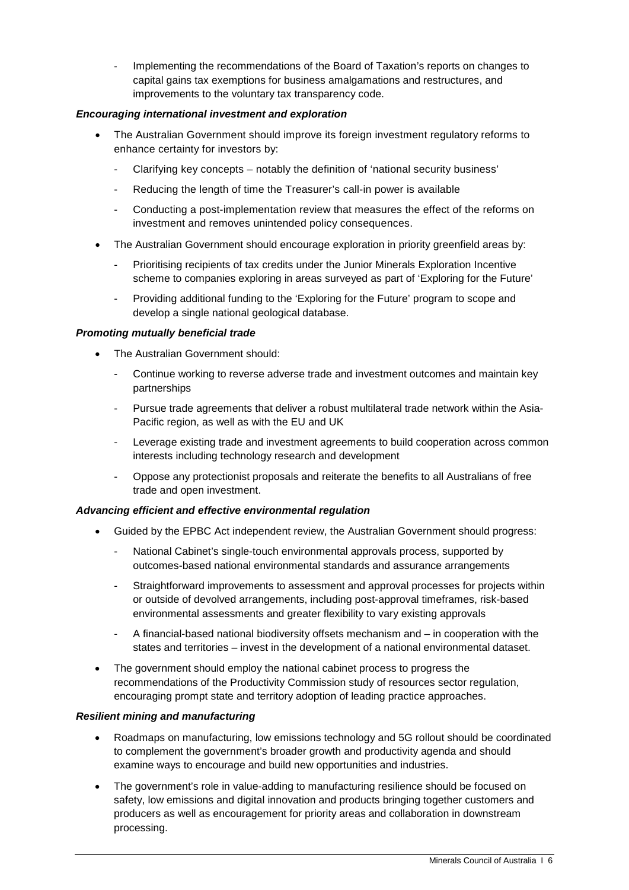- Implementing the recommendations of the Board of Taxation's reports on changes to capital gains tax exemptions for business amalgamations and restructures, and improvements to the voluntary tax transparency code.

***Encouraging international investment and exploration***

- The Australian Government should improve its foreign investment regulatory reforms to enhance certainty for investors by:
  - Clarifying key concepts – notably the definition of 'national security business'
  - Reducing the length of time the Treasurer's call-in power is available
  - Conducting a post-implementation review that measures the effect of the reforms on investment and removes unintended policy consequences.
- The Australian Government should encourage exploration in priority greenfield areas by:
  - Prioritising recipients of tax credits under the Junior Minerals Exploration Incentive scheme to companies exploring in areas surveyed as part of 'Exploring for the Future'
  - Providing additional funding to the 'Exploring for the Future' program to scope and develop a single national geological database.

***Promoting mutually beneficial trade***

- The Australian Government should:
  - Continue working to reverse adverse trade and investment outcomes and maintain key partnerships
  - Pursue trade agreements that deliver a robust multilateral trade network within the Asia-Pacific region, as well as with the EU and UK
  - Leverage existing trade and investment agreements to build cooperation across common interests including technology research and development
  - Oppose any protectionist proposals and reiterate the benefits to all Australians of free trade and open investment.

***Advancing efficient and effective environmental regulation***

- Guided by the EPBC Act independent review, the Australian Government should progress:
  - National Cabinet's single-touch environmental approvals process, supported by outcomes-based national environmental standards and assurance arrangements
  - Straightforward improvements to assessment and approval processes for projects within or outside of devolved arrangements, including post-approval timeframes, risk-based environmental assessments and greater flexibility to vary existing approvals
  - A financial-based national biodiversity offsets mechanism and – in cooperation with the states and territories – invest in the development of a national environmental dataset.
- The government should employ the national cabinet process to progress the recommendations of the Productivity Commission study of resources sector regulation, encouraging prompt state and territory adoption of leading practice approaches.

***Resilient mining and manufacturing***

- Roadmaps on manufacturing, low emissions technology and 5G rollout should be coordinated to complement the government's broader growth and productivity agenda and should examine ways to encourage and build new opportunities and industries.
- The government's role in value-adding to manufacturing resilience should be focused on safety, low emissions and digital innovation and products bringing together customers and producers as well as encouragement for priority areas and collaboration in downstream processing.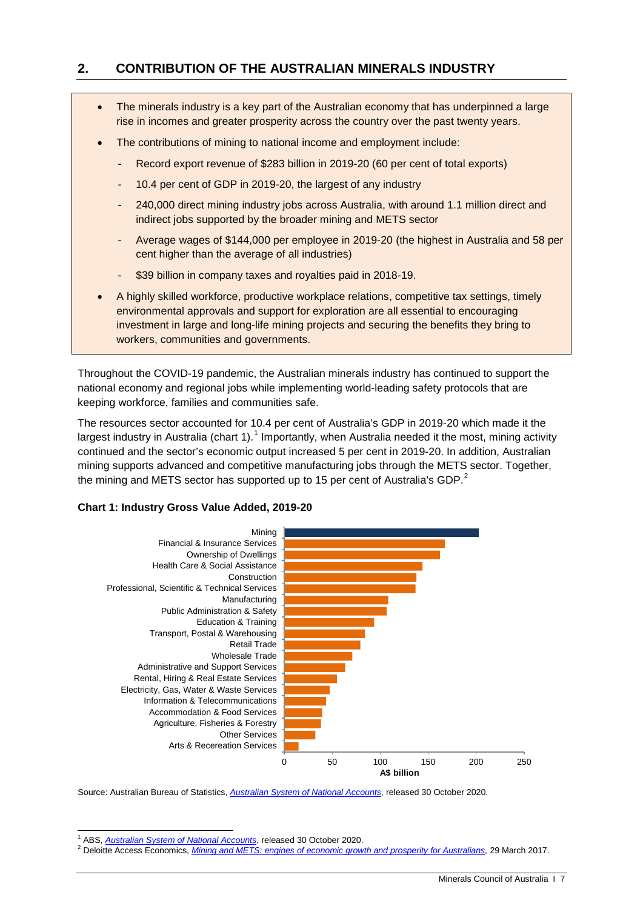## 2. CONTRIBUTION OF THE AUSTRALIAN MINERALS INDUSTRY

- The minerals industry is a key part of the Australian economy that has underpinned a large rise in incomes and greater prosperity across the country over the past twenty years.
- The contributions of mining to national income and employment include:
  - Record export revenue of $283 billion in 2019-20 (60 per cent of total exports)
  - 10.4 per cent of GDP in 2019-20, the largest of any industry
  - 240,000 direct mining industry jobs across Australia, with around 1.1 million direct and indirect jobs supported by the broader mining and METS sector
  - Average wages of $144,000 per employee in 2019-20 (the highest in Australia and 58 per cent higher than the average of all industries)
  - $39 billion in company taxes and royalties paid in 2018-19.
- A highly skilled workforce, productive workplace relations, competitive tax settings, timely environmental approvals and support for exploration are all essential to encouraging investment in large and long-life mining projects and securing the benefits they bring to workers, communities and governments.

Throughout the COVID-19 pandemic, the Australian minerals industry has continued to support the national economy and regional jobs while implementing world-leading safety protocols that are keeping workforce, families and communities safe.

The resources sector accounted for 10.4 per cent of Australia's GDP in 2019-20 which made it the largest industry in Australia (chart 1).[1] Importantly, when Australia needed it the most, mining activity continued and the sector's economic output increased 5 per cent in 2019-20. In addition, Australian mining supports advanced and competitive manufacturing jobs through the METS sector. Together, the mining and METS sector has supported up to 15 per cent of Australia's GDP.[2]

**Chart 1: Industry Gross Value Added, 2019-20**

Industries (A$ billion, axis 0–250): Mining; Financial & Insurance Services; Ownership of Dwellings; Health Care & Social Assistance; Construction; Professional, Scientific & Technical Services; Manufacturing; Public Administration & Safety; Education & Training; Transport, Postal & Warehousing; Retail Trade; Wholesale Trade; Administrative and Support Services; Rental, Hiring & Real Estate Services; Electricity, Gas, Water & Waste Services; Information & Telecommunications; Accommodation & Food Services; Agriculture, Fisheries & Forestry; Other Services; Arts & Recereation Services

Source: Australian Bureau of Statistics, *Australian System of National Accounts*, released 30 October 2020.

[1] ABS, *Australian System of National Accounts*, released 30 October 2020.

[2] Deloitte Access Economics, *Mining and METS: engines of economic growth and prosperity for Australians,* 29 March 2017.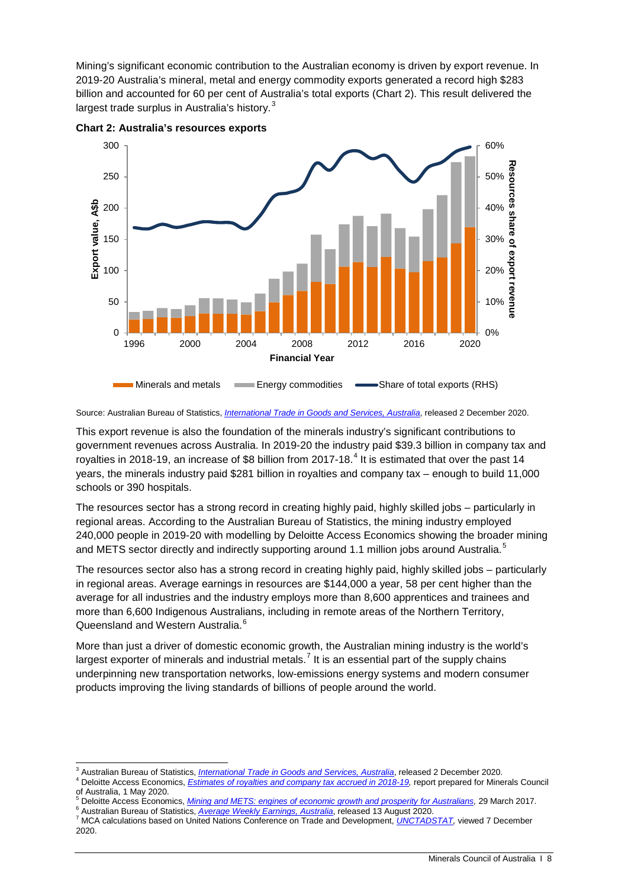Mining's significant economic contribution to the Australian economy is driven by export revenue. In 2019-20 Australia's mineral, metal and energy commodity exports generated a record high $283 billion and accounted for 60 per cent of Australia's total exports (Chart 2). This result delivered the largest trade surplus in Australia's history.[3]

**Chart 2: Australia's resources exports**

Source: Australian Bureau of Statistics, *International Trade in Goods and Services, Australia*, released 2 December 2020.

This export revenue is also the foundation of the minerals industry's significant contributions to government revenues across Australia. In 2019-20 the industry paid $39.3 billion in company tax and royalties in 2018-19, an increase of $8 billion from 2017-18.[4] It is estimated that over the past 14 years, the minerals industry paid $281 billion in royalties and company tax – enough to build 11,000 schools or 390 hospitals.

The resources sector has a strong record in creating highly paid, highly skilled jobs – particularly in regional areas. According to the Australian Bureau of Statistics, the mining industry employed 240,000 people in 2019-20 with modelling by Deloitte Access Economics showing the broader mining and METS sector directly and indirectly supporting around 1.1 million jobs around Australia.[5]

The resources sector also has a strong record in creating highly paid, highly skilled jobs – particularly in regional areas. Average earnings in resources are $144,000 a year, 58 per cent higher than the average for all industries and the industry employs more than 8,600 apprentices and trainees and more than 6,600 Indigenous Australians, including in remote areas of the Northern Territory, Queensland and Western Australia.[6]

More than just a driver of domestic economic growth, the Australian mining industry is the world's largest exporter of minerals and industrial metals.[7] It is an essential part of the supply chains underpinning new transportation networks, low-emissions energy systems and modern consumer products improving the living standards of billions of people around the world.

---

[3] Australian Bureau of Statistics, *International Trade in Goods and Services, Australia*, released 2 December 2020.
[4] Deloitte Access Economics, *Estimates of royalties and company tax accrued in 2018-19*, report prepared for Minerals Council of Australia, 1 May 2020.
[5] Deloitte Access Economics, *Mining and METS: engines of economic growth and prosperity for Australians*, 29 March 2017.
[6] Australian Bureau of Statistics, *Average Weekly Earnings, Australia*, released 13 August 2020.
[7] MCA calculations based on United Nations Conference on Trade and Development, *UNCTADSTAT*, viewed 7 December 2020.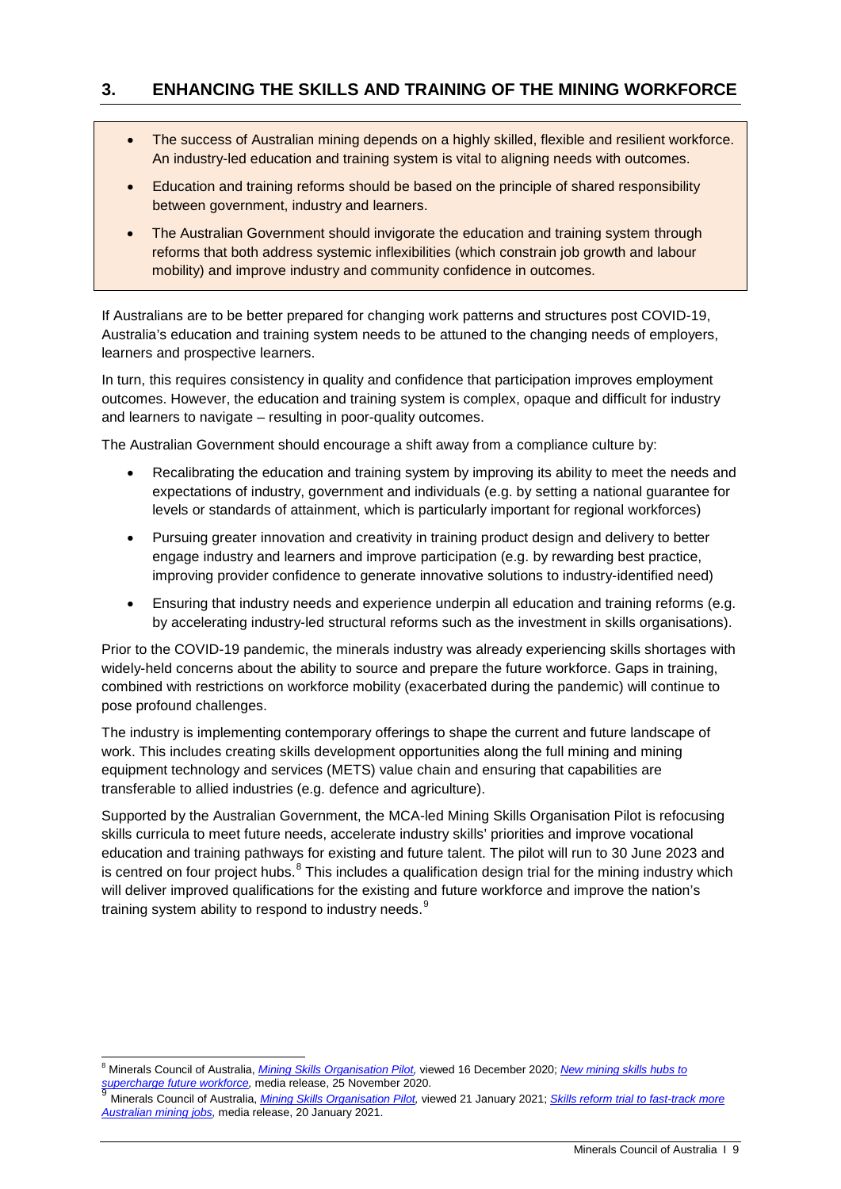## 3. ENHANCING THE SKILLS AND TRAINING OF THE MINING WORKFORCE

- The success of Australian mining depends on a highly skilled, flexible and resilient workforce. An industry-led education and training system is vital to aligning needs with outcomes.
- Education and training reforms should be based on the principle of shared responsibility between government, industry and learners.
- The Australian Government should invigorate the education and training system through reforms that both address systemic inflexibilities (which constrain job growth and labour mobility) and improve industry and community confidence in outcomes.

If Australians are to be better prepared for changing work patterns and structures post COVID-19, Australia's education and training system needs to be attuned to the changing needs of employers, learners and prospective learners.

In turn, this requires consistency in quality and confidence that participation improves employment outcomes. However, the education and training system is complex, opaque and difficult for industry and learners to navigate – resulting in poor-quality outcomes.

The Australian Government should encourage a shift away from a compliance culture by:

- Recalibrating the education and training system by improving its ability to meet the needs and expectations of industry, government and individuals (e.g. by setting a national guarantee for levels or standards of attainment, which is particularly important for regional workforces)
- Pursuing greater innovation and creativity in training product design and delivery to better engage industry and learners and improve participation (e.g. by rewarding best practice, improving provider confidence to generate innovative solutions to industry-identified need)
- Ensuring that industry needs and experience underpin all education and training reforms (e.g. by accelerating industry-led structural reforms such as the investment in skills organisations).

Prior to the COVID-19 pandemic, the minerals industry was already experiencing skills shortages with widely-held concerns about the ability to source and prepare the future workforce. Gaps in training, combined with restrictions on workforce mobility (exacerbated during the pandemic) will continue to pose profound challenges.

The industry is implementing contemporary offerings to shape the current and future landscape of work. This includes creating skills development opportunities along the full mining and mining equipment technology and services (METS) value chain and ensuring that capabilities are transferable to allied industries (e.g. defence and agriculture).

Supported by the Australian Government, the MCA-led Mining Skills Organisation Pilot is refocusing skills curricula to meet future needs, accelerate industry skills' priorities and improve vocational education and training pathways for existing and future talent. The pilot will run to 30 June 2023 and is centred on four project hubs.[8] This includes a qualification design trial for the mining industry which will deliver improved qualifications for the existing and future workforce and improve the nation's training system ability to respond to industry needs.[9]

---

[8] Minerals Council of Australia, *Mining Skills Organisation Pilot,* viewed 16 December 2020; *New mining skills hubs to supercharge future workforce,* media release, 25 November 2020.

[9] Minerals Council of Australia, *Mining Skills Organisation Pilot,* viewed 21 January 2021; *Skills reform trial to fast-track more Australian mining jobs,* media release, 20 January 2021.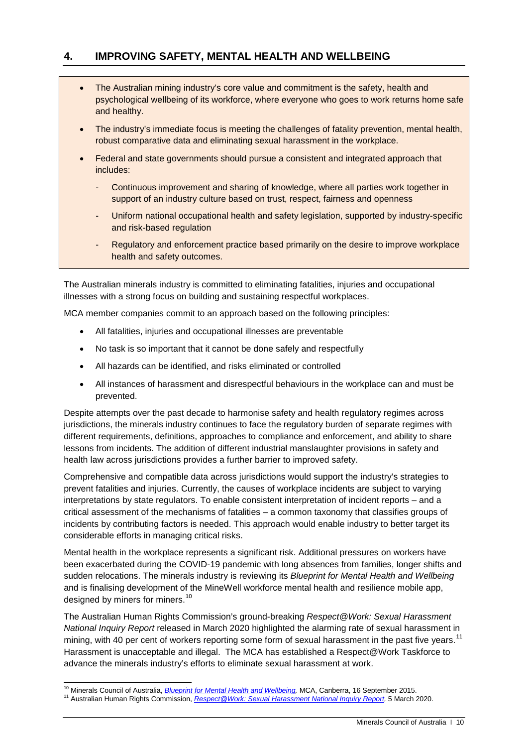## 4. IMPROVING SAFETY, MENTAL HEALTH AND WELLBEING

- The Australian mining industry's core value and commitment is the safety, health and psychological wellbeing of its workforce, where everyone who goes to work returns home safe and healthy.
- The industry's immediate focus is meeting the challenges of fatality prevention, mental health, robust comparative data and eliminating sexual harassment in the workplace.
- Federal and state governments should pursue a consistent and integrated approach that includes:
  - Continuous improvement and sharing of knowledge, where all parties work together in support of an industry culture based on trust, respect, fairness and openness
  - Uniform national occupational health and safety legislation, supported by industry-specific and risk-based regulation
  - Regulatory and enforcement practice based primarily on the desire to improve workplace health and safety outcomes.

The Australian minerals industry is committed to eliminating fatalities, injuries and occupational illnesses with a strong focus on building and sustaining respectful workplaces.

MCA member companies commit to an approach based on the following principles:

- All fatalities, injuries and occupational illnesses are preventable
- No task is so important that it cannot be done safely and respectfully
- All hazards can be identified, and risks eliminated or controlled
- All instances of harassment and disrespectful behaviours in the workplace can and must be prevented.

Despite attempts over the past decade to harmonise safety and health regulatory regimes across jurisdictions, the minerals industry continues to face the regulatory burden of separate regimes with different requirements, definitions, approaches to compliance and enforcement, and ability to share lessons from incidents. The addition of different industrial manslaughter provisions in safety and health law across jurisdictions provides a further barrier to improved safety.

Comprehensive and compatible data across jurisdictions would support the industry's strategies to prevent fatalities and injuries. Currently, the causes of workplace incidents are subject to varying interpretations by state regulators. To enable consistent interpretation of incident reports – and a critical assessment of the mechanisms of fatalities – a common taxonomy that classifies groups of incidents by contributing factors is needed. This approach would enable industry to better target its considerable efforts in managing critical risks.

Mental health in the workplace represents a significant risk. Additional pressures on workers have been exacerbated during the COVID-19 pandemic with long absences from families, longer shifts and sudden relocations. The minerals industry is reviewing its *Blueprint for Mental Health and Wellbeing* and is finalising development of the MineWell workforce mental health and resilience mobile app, designed by miners for miners.[10]

The Australian Human Rights Commission's ground-breaking *Respect@Work: Sexual Harassment National Inquiry Report* released in March 2020 highlighted the alarming rate of sexual harassment in mining, with 40 per cent of workers reporting some form of sexual harassment in the past five years.[11] Harassment is unacceptable and illegal. The MCA has established a Respect@Work Taskforce to advance the minerals industry's efforts to eliminate sexual harassment at work.

---

[10] Minerals Council of Australia, *Blueprint for Mental Health and Wellbeing,* MCA, Canberra, 16 September 2015.

[11] Australian Human Rights Commission, *Respect@Work: Sexual Harassment National Inquiry Report,* 5 March 2020.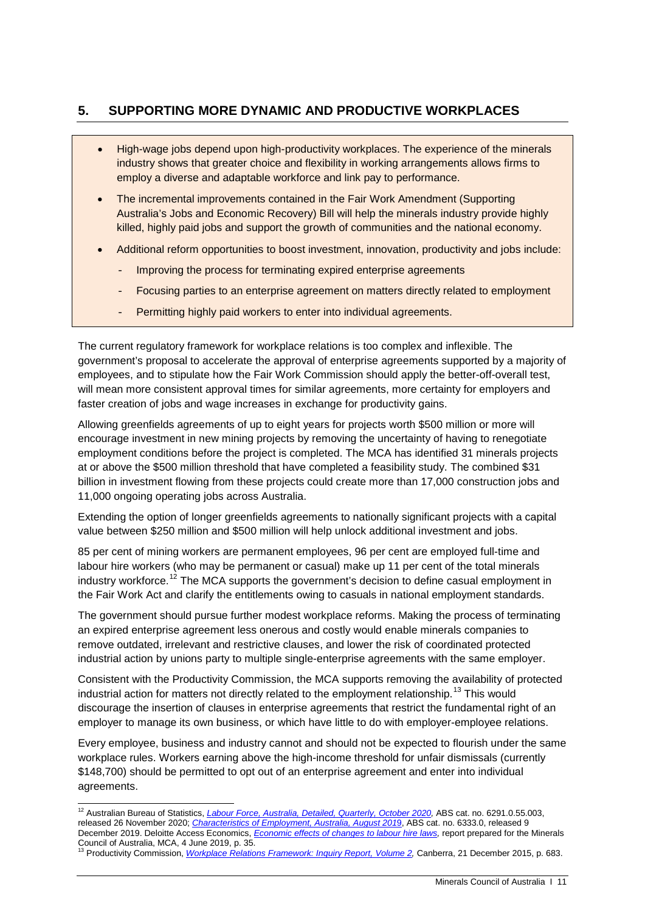## 5. SUPPORTING MORE DYNAMIC AND PRODUCTIVE WORKPLACES

- High-wage jobs depend upon high-productivity workplaces. The experience of the minerals industry shows that greater choice and flexibility in working arrangements allows firms to employ a diverse and adaptable workforce and link pay to performance.
- The incremental improvements contained in the Fair Work Amendment (Supporting Australia's Jobs and Economic Recovery) Bill will help the minerals industry provide highly killed, highly paid jobs and support the growth of communities and the national economy.
- Additional reform opportunities to boost investment, innovation, productivity and jobs include:
  - Improving the process for terminating expired enterprise agreements
  - Focusing parties to an enterprise agreement on matters directly related to employment
  - Permitting highly paid workers to enter into individual agreements.

The current regulatory framework for workplace relations is too complex and inflexible. The government's proposal to accelerate the approval of enterprise agreements supported by a majority of employees, and to stipulate how the Fair Work Commission should apply the better-off-overall test, will mean more consistent approval times for similar agreements, more certainty for employers and faster creation of jobs and wage increases in exchange for productivity gains.

Allowing greenfields agreements of up to eight years for projects worth $500 million or more will encourage investment in new mining projects by removing the uncertainty of having to renegotiate employment conditions before the project is completed. The MCA has identified 31 minerals projects at or above the $500 million threshold that have completed a feasibility study. The combined $31 billion in investment flowing from these projects could create more than 17,000 construction jobs and 11,000 ongoing operating jobs across Australia.

Extending the option of longer greenfields agreements to nationally significant projects with a capital value between $250 million and $500 million will help unlock additional investment and jobs.

85 per cent of mining workers are permanent employees, 96 per cent are employed full-time and labour hire workers (who may be permanent or casual) make up 11 per cent of the total minerals industry workforce.[12] The MCA supports the government's decision to define casual employment in the Fair Work Act and clarify the entitlements owing to casuals in national employment standards.

The government should pursue further modest workplace reforms. Making the process of terminating an expired enterprise agreement less onerous and costly would enable minerals companies to remove outdated, irrelevant and restrictive clauses, and lower the risk of coordinated protected industrial action by unions party to multiple single-enterprise agreements with the same employer.

Consistent with the Productivity Commission, the MCA supports removing the availability of protected industrial action for matters not directly related to the employment relationship.[13] This would discourage the insertion of clauses in enterprise agreements that restrict the fundamental right of an employer to manage its own business, or which have little to do with employer-employee relations.

Every employee, business and industry cannot and should not be expected to flourish under the same workplace rules. Workers earning above the high-income threshold for unfair dismissals (currently $148,700) should be permitted to opt out of an enterprise agreement and enter into individual agreements.

---

[12] Australian Bureau of Statistics, *Labour Force, Australia, Detailed, Quarterly, October 2020*, ABS cat. no. 6291.0.55.003, released 26 November 2020; *Characteristics of Employment, Australia, August 2019*, ABS cat. no. 6333.0, released 9 December 2019. Deloitte Access Economics, *Economic effects of changes to labour hire laws*, report prepared for the Minerals Council of Australia, MCA, 4 June 2019, p. 35.

[13] Productivity Commission, *Workplace Relations Framework: Inquiry Report, Volume 2*, Canberra, 21 December 2015, p. 683.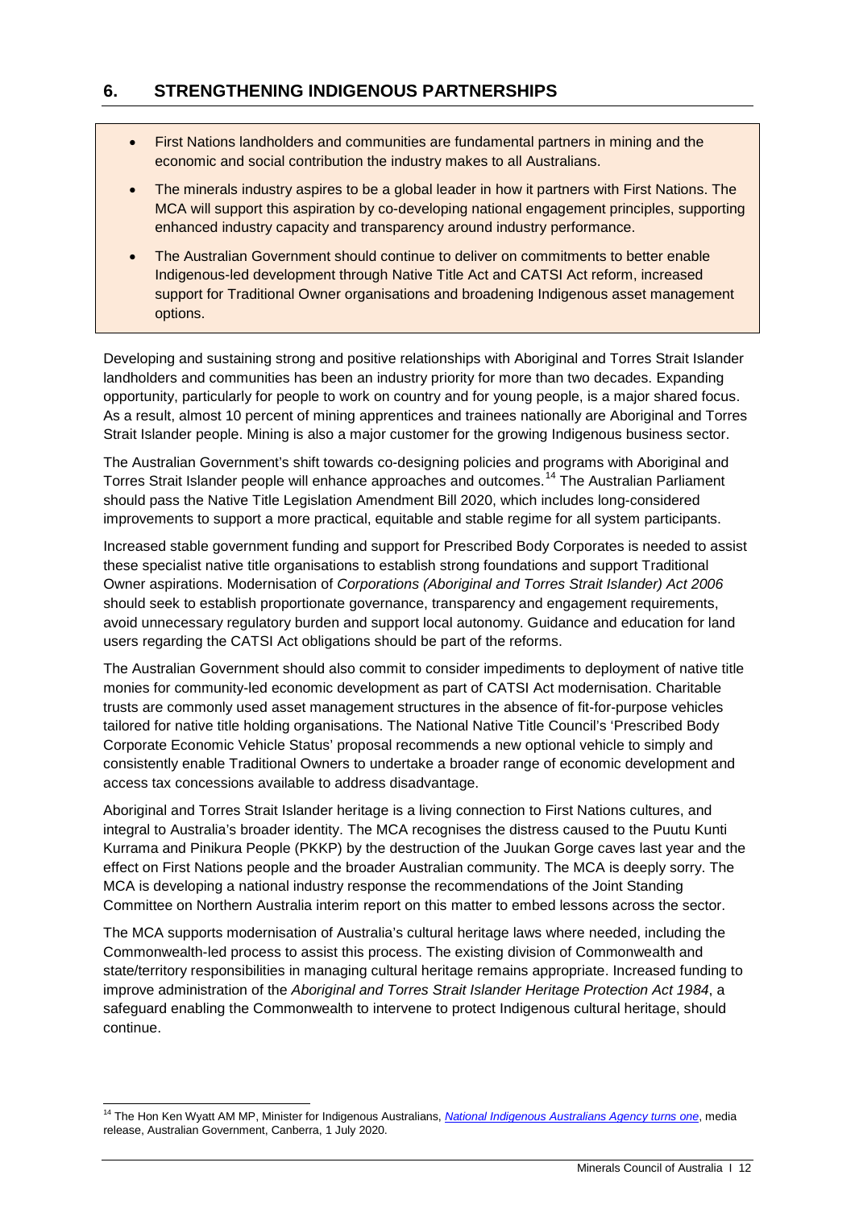## 6. STRENGTHENING INDIGENOUS PARTNERSHIPS

- First Nations landholders and communities are fundamental partners in mining and the economic and social contribution the industry makes to all Australians.
- The minerals industry aspires to be a global leader in how it partners with First Nations. The MCA will support this aspiration by co-developing national engagement principles, supporting enhanced industry capacity and transparency around industry performance.
- The Australian Government should continue to deliver on commitments to better enable Indigenous-led development through Native Title Act and CATSI Act reform, increased support for Traditional Owner organisations and broadening Indigenous asset management options.

Developing and sustaining strong and positive relationships with Aboriginal and Torres Strait Islander landholders and communities has been an industry priority for more than two decades. Expanding opportunity, particularly for people to work on country and for young people, is a major shared focus. As a result, almost 10 percent of mining apprentices and trainees nationally are Aboriginal and Torres Strait Islander people. Mining is also a major customer for the growing Indigenous business sector.

The Australian Government's shift towards co-designing policies and programs with Aboriginal and Torres Strait Islander people will enhance approaches and outcomes.[14] The Australian Parliament should pass the Native Title Legislation Amendment Bill 2020, which includes long-considered improvements to support a more practical, equitable and stable regime for all system participants.

Increased stable government funding and support for Prescribed Body Corporates is needed to assist these specialist native title organisations to establish strong foundations and support Traditional Owner aspirations. Modernisation of *Corporations (Aboriginal and Torres Strait Islander) Act 2006* should seek to establish proportionate governance, transparency and engagement requirements, avoid unnecessary regulatory burden and support local autonomy. Guidance and education for land users regarding the CATSI Act obligations should be part of the reforms.

The Australian Government should also commit to consider impediments to deployment of native title monies for community-led economic development as part of CATSI Act modernisation. Charitable trusts are commonly used asset management structures in the absence of fit-for-purpose vehicles tailored for native title holding organisations. The National Native Title Council's 'Prescribed Body Corporate Economic Vehicle Status' proposal recommends a new optional vehicle to simply and consistently enable Traditional Owners to undertake a broader range of economic development and access tax concessions available to address disadvantage.

Aboriginal and Torres Strait Islander heritage is a living connection to First Nations cultures, and integral to Australia's broader identity. The MCA recognises the distress caused to the Puutu Kunti Kurrama and Pinikura People (PKKP) by the destruction of the Juukan Gorge caves last year and the effect on First Nations people and the broader Australian community. The MCA is deeply sorry. The MCA is developing a national industry response the recommendations of the Joint Standing Committee on Northern Australia interim report on this matter to embed lessons across the sector.

The MCA supports modernisation of Australia's cultural heritage laws where needed, including the Commonwealth-led process to assist this process. The existing division of Commonwealth and state/territory responsibilities in managing cultural heritage remains appropriate. Increased funding to improve administration of the *Aboriginal and Torres Strait Islander Heritage Protection Act 1984*, a safeguard enabling the Commonwealth to intervene to protect Indigenous cultural heritage, should continue.

---

[14] The Hon Ken Wyatt AM MP, Minister for Indigenous Australians, *National Indigenous Australians Agency turns one*, media release, Australian Government, Canberra, 1 July 2020.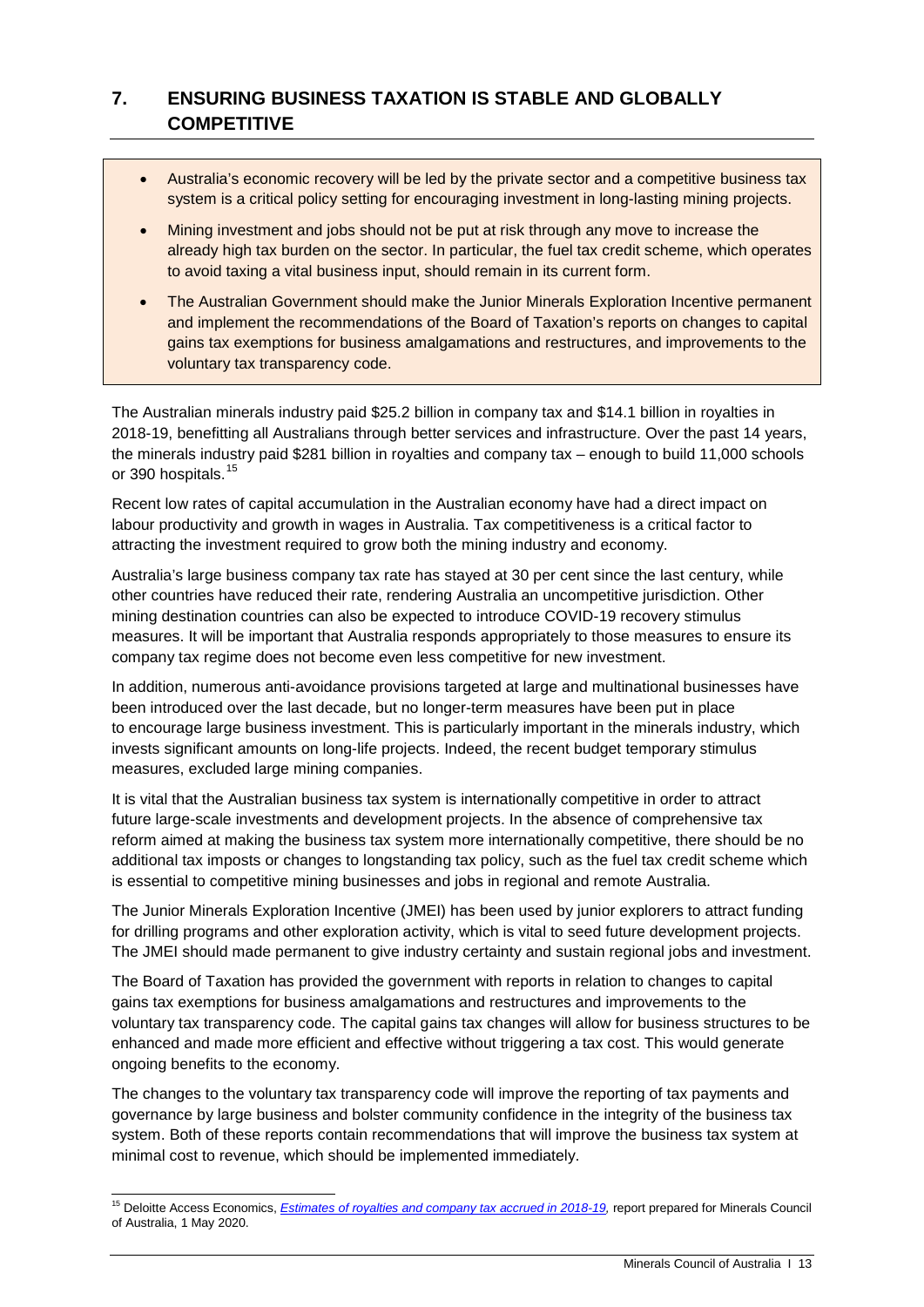## 7. ENSURING BUSINESS TAXATION IS STABLE AND GLOBALLY COMPETITIVE

- Australia's economic recovery will be led by the private sector and a competitive business tax system is a critical policy setting for encouraging investment in long-lasting mining projects.
- Mining investment and jobs should not be put at risk through any move to increase the already high tax burden on the sector. In particular, the fuel tax credit scheme, which operates to avoid taxing a vital business input, should remain in its current form.
- The Australian Government should make the Junior Minerals Exploration Incentive permanent and implement the recommendations of the Board of Taxation's reports on changes to capital gains tax exemptions for business amalgamations and restructures, and improvements to the voluntary tax transparency code.

The Australian minerals industry paid $25.2 billion in company tax and $14.1 billion in royalties in 2018-19, benefitting all Australians through better services and infrastructure. Over the past 14 years, the minerals industry paid $281 billion in royalties and company tax – enough to build 11,000 schools or 390 hospitals.[15]

Recent low rates of capital accumulation in the Australian economy have had a direct impact on labour productivity and growth in wages in Australia. Tax competitiveness is a critical factor to attracting the investment required to grow both the mining industry and economy.

Australia's large business company tax rate has stayed at 30 per cent since the last century, while other countries have reduced their rate, rendering Australia an uncompetitive jurisdiction. Other mining destination countries can also be expected to introduce COVID-19 recovery stimulus measures. It will be important that Australia responds appropriately to those measures to ensure its company tax regime does not become even less competitive for new investment.

In addition, numerous anti-avoidance provisions targeted at large and multinational businesses have been introduced over the last decade, but no longer-term measures have been put in place to encourage large business investment. This is particularly important in the minerals industry, which invests significant amounts on long-life projects. Indeed, the recent budget temporary stimulus measures, excluded large mining companies.

It is vital that the Australian business tax system is internationally competitive in order to attract future large-scale investments and development projects. In the absence of comprehensive tax reform aimed at making the business tax system more internationally competitive, there should be no additional tax imposts or changes to longstanding tax policy, such as the fuel tax credit scheme which is essential to competitive mining businesses and jobs in regional and remote Australia.

The Junior Minerals Exploration Incentive (JMEI) has been used by junior explorers to attract funding for drilling programs and other exploration activity, which is vital to seed future development projects. The JMEI should made permanent to give industry certainty and sustain regional jobs and investment.

The Board of Taxation has provided the government with reports in relation to changes to capital gains tax exemptions for business amalgamations and restructures and improvements to the voluntary tax transparency code. The capital gains tax changes will allow for business structures to be enhanced and made more efficient and effective without triggering a tax cost. This would generate ongoing benefits to the economy.

The changes to the voluntary tax transparency code will improve the reporting of tax payments and governance by large business and bolster community confidence in the integrity of the business tax system. Both of these reports contain recommendations that will improve the business tax system at minimal cost to revenue, which should be implemented immediately.

[15] Deloitte Access Economics, *Estimates of royalties and company tax accrued in 2018-19,* report prepared for Minerals Council of Australia, 1 May 2020.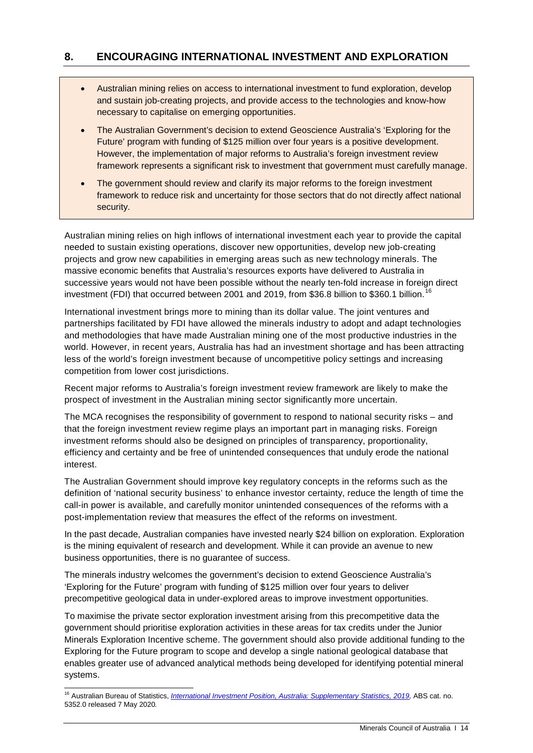## 8. ENCOURAGING INTERNATIONAL INVESTMENT AND EXPLORATION

- Australian mining relies on access to international investment to fund exploration, develop and sustain job-creating projects, and provide access to the technologies and know-how necessary to capitalise on emerging opportunities.
- The Australian Government's decision to extend Geoscience Australia's 'Exploring for the Future' program with funding of $125 million over four years is a positive development. However, the implementation of major reforms to Australia's foreign investment review framework represents a significant risk to investment that government must carefully manage.
- The government should review and clarify its major reforms to the foreign investment framework to reduce risk and uncertainty for those sectors that do not directly affect national security.

Australian mining relies on high inflows of international investment each year to provide the capital needed to sustain existing operations, discover new opportunities, develop new job-creating projects and grow new capabilities in emerging areas such as new technology minerals. The massive economic benefits that Australia's resources exports have delivered to Australia in successive years would not have been possible without the nearly ten-fold increase in foreign direct investment (FDI) that occurred between 2001 and 2019, from $36.8 billion to $360.1 billion.[16]

International investment brings more to mining than its dollar value. The joint ventures and partnerships facilitated by FDI have allowed the minerals industry to adopt and adapt technologies and methodologies that have made Australian mining one of the most productive industries in the world. However, in recent years, Australia has had an investment shortage and has been attracting less of the world's foreign investment because of uncompetitive policy settings and increasing competition from lower cost jurisdictions.

Recent major reforms to Australia's foreign investment review framework are likely to make the prospect of investment in the Australian mining sector significantly more uncertain.

The MCA recognises the responsibility of government to respond to national security risks – and that the foreign investment review regime plays an important part in managing risks. Foreign investment reforms should also be designed on principles of transparency, proportionality, efficiency and certainty and be free of unintended consequences that unduly erode the national interest.

The Australian Government should improve key regulatory concepts in the reforms such as the definition of 'national security business' to enhance investor certainty, reduce the length of time the call-in power is available, and carefully monitor unintended consequences of the reforms with a post-implementation review that measures the effect of the reforms on investment.

In the past decade, Australian companies have invested nearly $24 billion on exploration. Exploration is the mining equivalent of research and development. While it can provide an avenue to new business opportunities, there is no guarantee of success.

The minerals industry welcomes the government's decision to extend Geoscience Australia's 'Exploring for the Future' program with funding of $125 million over four years to deliver precompetitive geological data in under-explored areas to improve investment opportunities.

To maximise the private sector exploration investment arising from this precompetitive data the government should prioritise exploration activities in these areas for tax credits under the Junior Minerals Exploration Incentive scheme. The government should also provide additional funding to the Exploring for the Future program to scope and develop a single national geological database that enables greater use of advanced analytical methods being developed for identifying potential mineral systems.

---

[16] Australian Bureau of Statistics, *International Investment Position, Australia: Supplementary Statistics, 2019,* ABS cat. no. 5352.0 released 7 May 2020.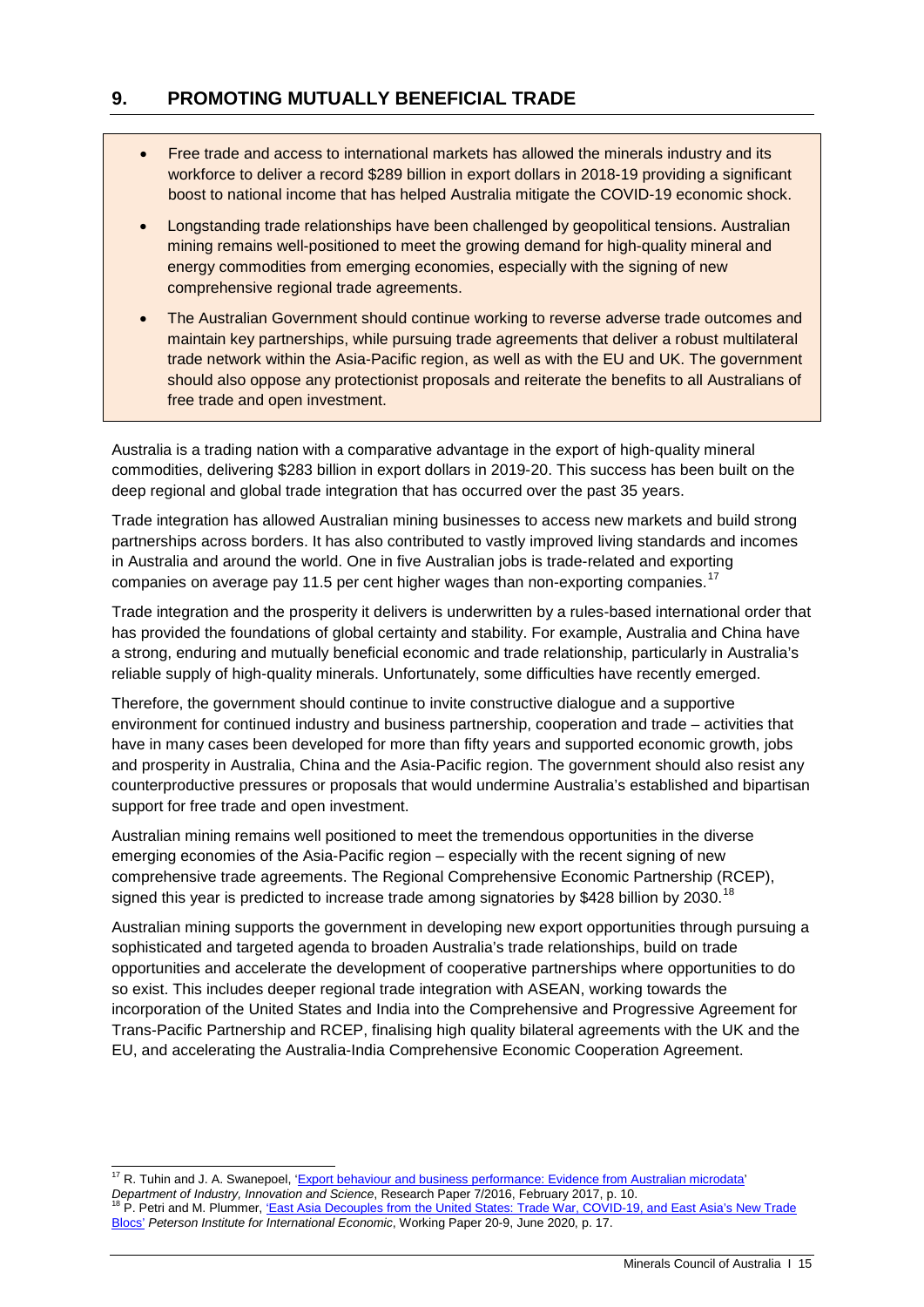## 9. PROMOTING MUTUALLY BENEFICIAL TRADE

- Free trade and access to international markets has allowed the minerals industry and its workforce to deliver a record $289 billion in export dollars in 2018-19 providing a significant boost to national income that has helped Australia mitigate the COVID-19 economic shock.
- Longstanding trade relationships have been challenged by geopolitical tensions. Australian mining remains well-positioned to meet the growing demand for high-quality mineral and energy commodities from emerging economies, especially with the signing of new comprehensive regional trade agreements.
- The Australian Government should continue working to reverse adverse trade outcomes and maintain key partnerships, while pursuing trade agreements that deliver a robust multilateral trade network within the Asia-Pacific region, as well as with the EU and UK. The government should also oppose any protectionist proposals and reiterate the benefits to all Australians of free trade and open investment.

Australia is a trading nation with a comparative advantage in the export of high-quality mineral commodities, delivering $283 billion in export dollars in 2019-20. This success has been built on the deep regional and global trade integration that has occurred over the past 35 years.

Trade integration has allowed Australian mining businesses to access new markets and build strong partnerships across borders. It has also contributed to vastly improved living standards and incomes in Australia and around the world. One in five Australian jobs is trade-related and exporting companies on average pay 11.5 per cent higher wages than non-exporting companies.[17]

Trade integration and the prosperity it delivers is underwritten by a rules-based international order that has provided the foundations of global certainty and stability. For example, Australia and China have a strong, enduring and mutually beneficial economic and trade relationship, particularly in Australia's reliable supply of high-quality minerals. Unfortunately, some difficulties have recently emerged.

Therefore, the government should continue to invite constructive dialogue and a supportive environment for continued industry and business partnership, cooperation and trade – activities that have in many cases been developed for more than fifty years and supported economic growth, jobs and prosperity in Australia, China and the Asia-Pacific region. The government should also resist any counterproductive pressures or proposals that would undermine Australia's established and bipartisan support for free trade and open investment.

Australian mining remains well positioned to meet the tremendous opportunities in the diverse emerging economies of the Asia-Pacific region – especially with the recent signing of new comprehensive trade agreements. The Regional Comprehensive Economic Partnership (RCEP), signed this year is predicted to increase trade among signatories by $428 billion by 2030.[18]

Australian mining supports the government in developing new export opportunities through pursuing a sophisticated and targeted agenda to broaden Australia's trade relationships, build on trade opportunities and accelerate the development of cooperative partnerships where opportunities to do so exist. This includes deeper regional trade integration with ASEAN, working towards the incorporation of the United States and India into the Comprehensive and Progressive Agreement for Trans-Pacific Partnership and RCEP, finalising high quality bilateral agreements with the UK and the EU, and accelerating the Australia-India Comprehensive Economic Cooperation Agreement.

---

[17] R. Tuhin and J. A. Swanepoel, 'Export behaviour and business performance: Evidence from Australian microdata' *Department of Industry, Innovation and Science*, Research Paper 7/2016, February 2017, p. 10.

[18] P. Petri and M. Plummer, 'East Asia Decouples from the United States: Trade War, COVID-19, and East Asia's New Trade Blocs' *Peterson Institute for International Economic*, Working Paper 20-9, June 2020, p. 17.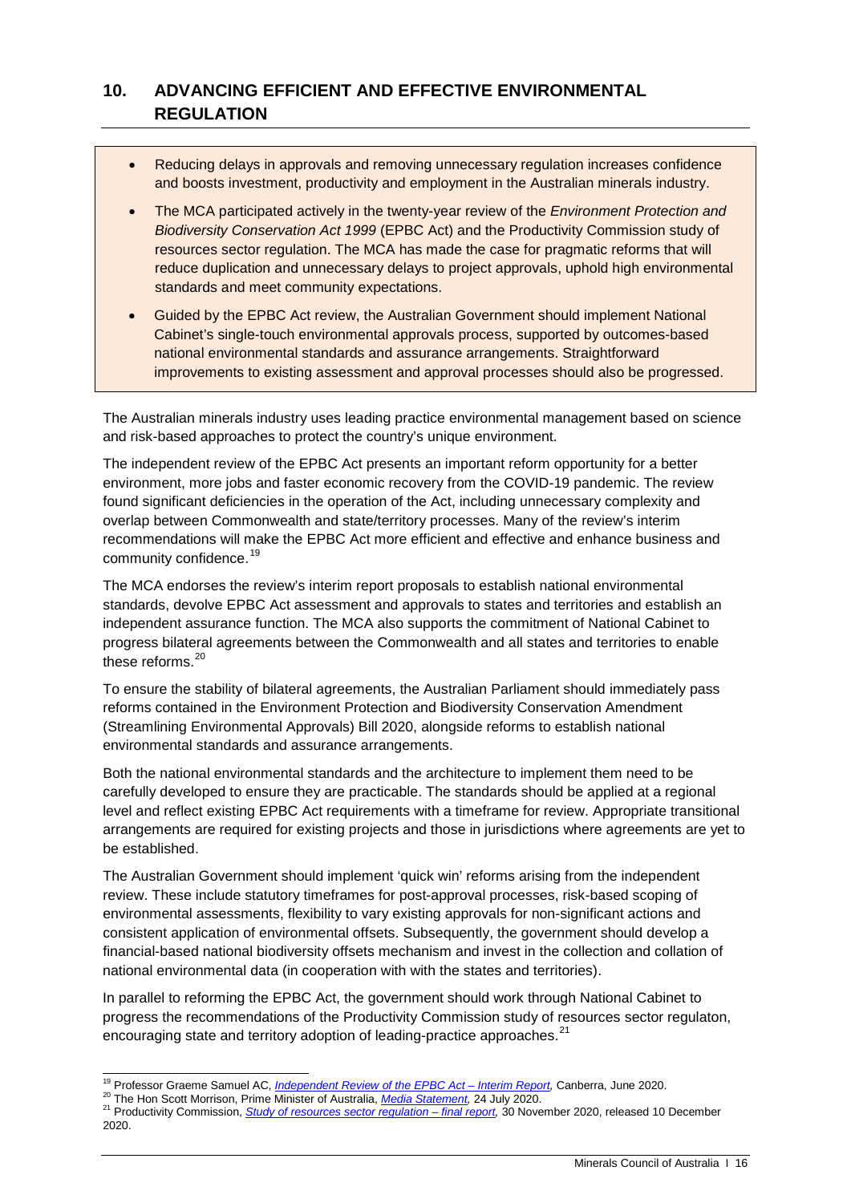## 10. ADVANCING EFFICIENT AND EFFECTIVE ENVIRONMENTAL REGULATION

- Reducing delays in approvals and removing unnecessary regulation increases confidence and boosts investment, productivity and employment in the Australian minerals industry.
- The MCA participated actively in the twenty-year review of the *Environment Protection and Biodiversity Conservation Act 1999* (EPBC Act) and the Productivity Commission study of resources sector regulation. The MCA has made the case for pragmatic reforms that will reduce duplication and unnecessary delays to project approvals, uphold high environmental standards and meet community expectations.
- Guided by the EPBC Act review, the Australian Government should implement National Cabinet's single-touch environmental approvals process, supported by outcomes-based national environmental standards and assurance arrangements. Straightforward improvements to existing assessment and approval processes should also be progressed.

The Australian minerals industry uses leading practice environmental management based on science and risk-based approaches to protect the country's unique environment.

The independent review of the EPBC Act presents an important reform opportunity for a better environment, more jobs and faster economic recovery from the COVID-19 pandemic. The review found significant deficiencies in the operation of the Act, including unnecessary complexity and overlap between Commonwealth and state/territory processes. Many of the review's interim recommendations will make the EPBC Act more efficient and effective and enhance business and community confidence.[19]

The MCA endorses the review's interim report proposals to establish national environmental standards, devolve EPBC Act assessment and approvals to states and territories and establish an independent assurance function. The MCA also supports the commitment of National Cabinet to progress bilateral agreements between the Commonwealth and all states and territories to enable these reforms.[20]

To ensure the stability of bilateral agreements, the Australian Parliament should immediately pass reforms contained in the Environment Protection and Biodiversity Conservation Amendment (Streamlining Environmental Approvals) Bill 2020, alongside reforms to establish national environmental standards and assurance arrangements.

Both the national environmental standards and the architecture to implement them need to be carefully developed to ensure they are practicable. The standards should be applied at a regional level and reflect existing EPBC Act requirements with a timeframe for review. Appropriate transitional arrangements are required for existing projects and those in jurisdictions where agreements are yet to be established.

The Australian Government should implement 'quick win' reforms arising from the independent review. These include statutory timeframes for post-approval processes, risk-based scoping of environmental assessments, flexibility to vary existing approvals for non-significant actions and consistent application of environmental offsets. Subsequently, the government should develop a financial-based national biodiversity offsets mechanism and invest in the collection and collation of national environmental data (in cooperation with with the states and territories).

In parallel to reforming the EPBC Act, the government should work through National Cabinet to progress the recommendations of the Productivity Commission study of resources sector regulaton, encouraging state and territory adoption of leading-practice approaches.[21]

---

[19] Professor Graeme Samuel AC, *Independent Review of the EPBC Act – Interim Report,* Canberra, June 2020.

[20] The Hon Scott Morrison, Prime Minister of Australia, *Media Statement,* 24 July 2020.

[21] Productivity Commission, *Study of resources sector regulation – final report,* 30 November 2020, released 10 December 2020.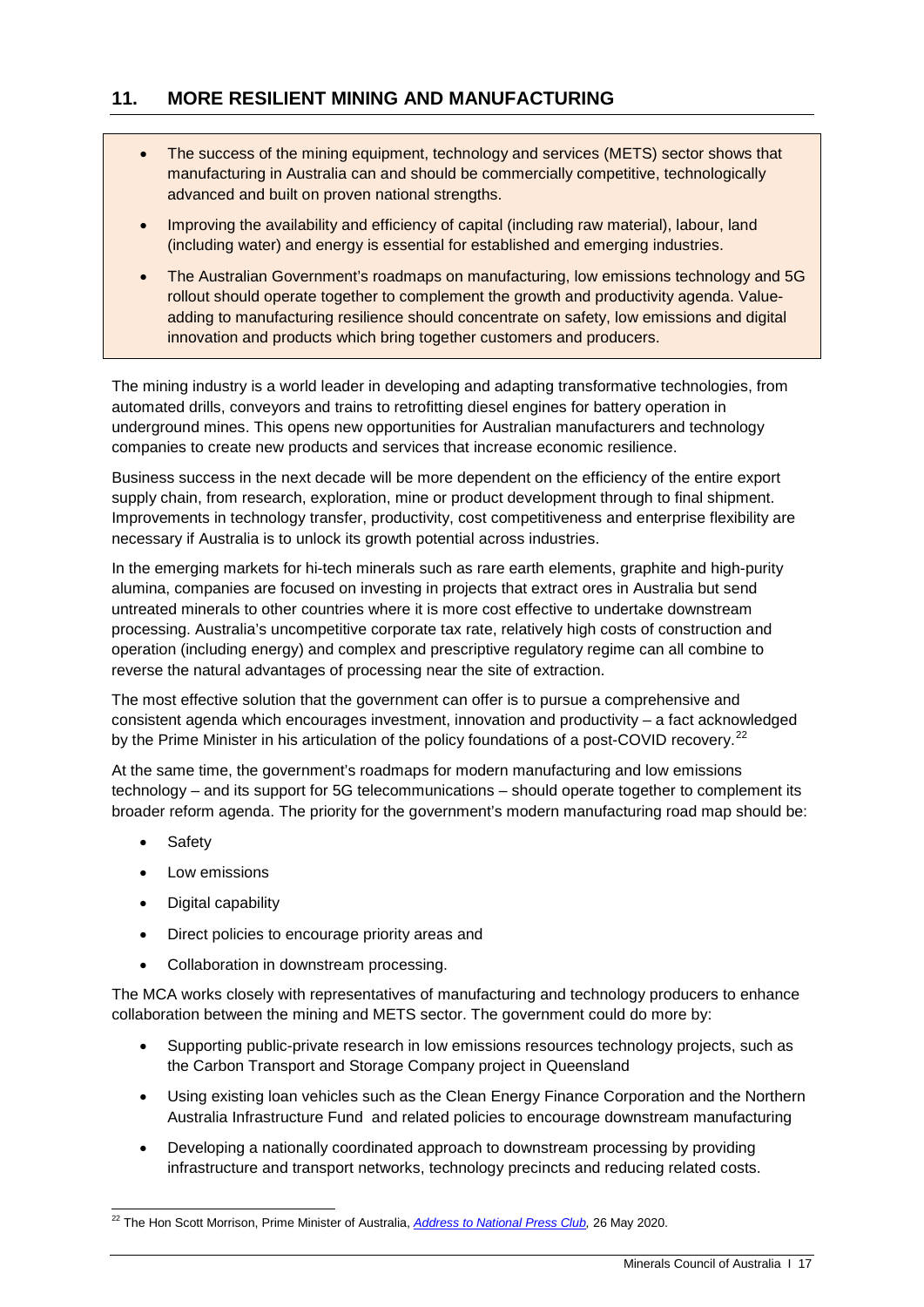## 11. MORE RESILIENT MINING AND MANUFACTURING

- The success of the mining equipment, technology and services (METS) sector shows that manufacturing in Australia can and should be commercially competitive, technologically advanced and built on proven national strengths.
- Improving the availability and efficiency of capital (including raw material), labour, land (including water) and energy is essential for established and emerging industries.
- The Australian Government's roadmaps on manufacturing, low emissions technology and 5G rollout should operate together to complement the growth and productivity agenda. Value-adding to manufacturing resilience should concentrate on safety, low emissions and digital innovation and products which bring together customers and producers.

The mining industry is a world leader in developing and adapting transformative technologies, from automated drills, conveyors and trains to retrofitting diesel engines for battery operation in underground mines. This opens new opportunities for Australian manufacturers and technology companies to create new products and services that increase economic resilience.

Business success in the next decade will be more dependent on the efficiency of the entire export supply chain, from research, exploration, mine or product development through to final shipment. Improvements in technology transfer, productivity, cost competitiveness and enterprise flexibility are necessary if Australia is to unlock its growth potential across industries.

In the emerging markets for hi-tech minerals such as rare earth elements, graphite and high-purity alumina, companies are focused on investing in projects that extract ores in Australia but send untreated minerals to other countries where it is more cost effective to undertake downstream processing. Australia's uncompetitive corporate tax rate, relatively high costs of construction and operation (including energy) and complex and prescriptive regulatory regime can all combine to reverse the natural advantages of processing near the site of extraction.

The most effective solution that the government can offer is to pursue a comprehensive and consistent agenda which encourages investment, innovation and productivity – a fact acknowledged by the Prime Minister in his articulation of the policy foundations of a post-COVID recovery.[22]

At the same time, the government's roadmaps for modern manufacturing and low emissions technology – and its support for 5G telecommunications – should operate together to complement its broader reform agenda. The priority for the government's modern manufacturing road map should be:

- Safety
- Low emissions
- Digital capability
- Direct policies to encourage priority areas and
- Collaboration in downstream processing.

The MCA works closely with representatives of manufacturing and technology producers to enhance collaboration between the mining and METS sector. The government could do more by:

- Supporting public-private research in low emissions resources technology projects, such as the Carbon Transport and Storage Company project in Queensland
- Using existing loan vehicles such as the Clean Energy Finance Corporation and the Northern Australia Infrastructure Fund and related policies to encourage downstream manufacturing
- Developing a nationally coordinated approach to downstream processing by providing infrastructure and transport networks, technology precincts and reducing related costs.

[22] The Hon Scott Morrison, Prime Minister of Australia, *Address to National Press Club,* 26 May 2020.